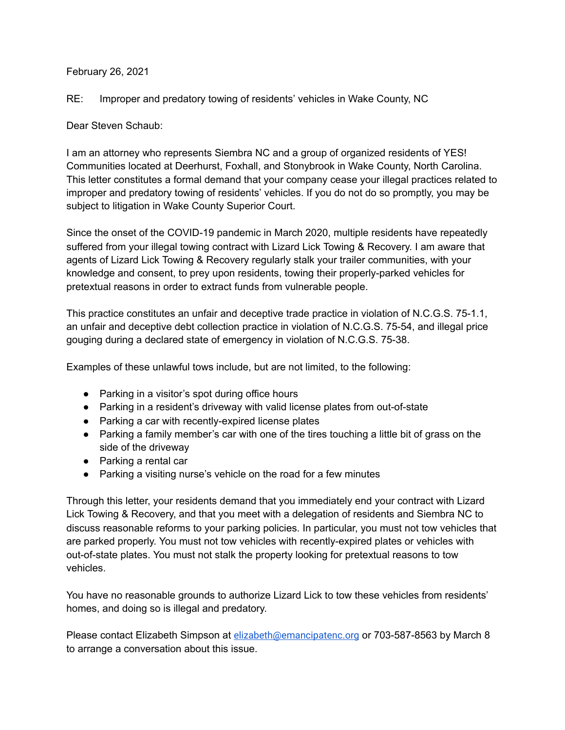February 26, 2021

RE: Improper and predatory towing of residents' vehicles in Wake County, NC

Dear Steven Schaub:

I am an attorney who represents Siembra NC and a group of organized residents of YES! Communities located at Deerhurst, Foxhall, and Stonybrook in Wake County, North Carolina. This letter constitutes a formal demand that your company cease your illegal practices related to improper and predatory towing of residents' vehicles. If you do not do so promptly, you may be subject to litigation in Wake County Superior Court.

Since the onset of the COVID-19 pandemic in March 2020, multiple residents have repeatedly suffered from your illegal towing contract with Lizard Lick Towing & Recovery. I am aware that agents of Lizard Lick Towing & Recovery regularly stalk your trailer communities, with your knowledge and consent, to prey upon residents, towing their properly-parked vehicles for pretextual reasons in order to extract funds from vulnerable people.

This practice constitutes an unfair and deceptive trade practice in violation of N.C.G.S. 75-1.1, an unfair and deceptive debt collection practice in violation of N.C.G.S. 75-54, and illegal price gouging during a declared state of emergency in violation of N.C.G.S. 75-38.

Examples of these unlawful tows include, but are not limited, to the following:

- Parking in a visitor's spot during office hours
- Parking in a resident's driveway with valid license plates from out-of-state
- Parking a car with recently-expired license plates
- Parking a family member's car with one of the tires touching a little bit of grass on the side of the driveway
- Parking a rental car
- Parking a visiting nurse's vehicle on the road for a few minutes

Through this letter, your residents demand that you immediately end your contract with Lizard Lick Towing & Recovery, and that you meet with a delegation of residents and Siembra NC to discuss reasonable reforms to your parking policies. In particular, you must not tow vehicles that are parked properly. You must not tow vehicles with recently-expired plates or vehicles with out-of-state plates. You must not stalk the property looking for pretextual reasons to tow vehicles.

You have no reasonable grounds to authorize Lizard Lick to tow these vehicles from residents' homes, and doing so is illegal and predatory.

Please contact Elizabeth Simpson at elizabeth@emancipatenc.org or 703-587-8563 by March 8 to arrange a conversation about this issue.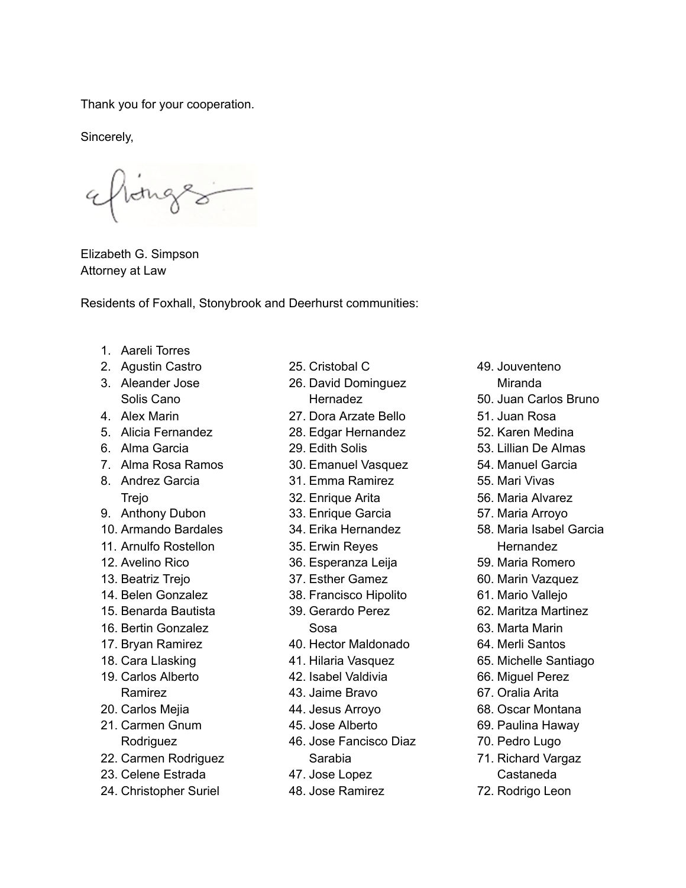Thank you for your cooperation.

Sincerely,

Elizabeth G. Simpson
Attorney at Law

Residents of Foxhall, Stonybrook and Deerhurst communities:

1. Aareli Torres
2. Agustin Castro
3. Aleander Jose Solis Cano
4. Alex Marin
5. Alicia Fernandez
6. Alma Garcia
7. Alma Rosa Ramos
8. Andrez Garcia Trejo
9. Anthony Dubon
10. Armando Bardales
11. Arnulfo Rostellon
12. Avelino Rico
13. Beatriz Trejo
14. Belen Gonzalez
15. Benarda Bautista
16. Bertin Gonzalez
17. Bryan Ramirez
18. Cara Llasking
19. Carlos Alberto Ramirez
20. Carlos Mejia
21. Carmen Gnum Rodriguez
22. Carmen Rodriguez
23. Celene Estrada
24. Christopher Suriel
25. Cristobal C
26. David Dominguez Hernadez
27. Dora Arzate Bello
28. Edgar Hernandez
29. Edith Solis
30. Emanuel Vasquez
31. Emma Ramirez
32. Enrique Arita
33. Enrique Garcia
34. Erika Hernandez
35. Erwin Reyes
36. Esperanza Leija
37. Esther Gamez
38. Francisco Hipolito
39. Gerardo Perez Sosa
40. Hector Maldonado
41. Hilaria Vasquez
42. Isabel Valdivia
43. Jaime Bravo
44. Jesus Arroyo
45. Jose Alberto
46. Jose Fancisco Diaz Sarabia
47. Jose Lopez
48. Jose Ramirez
49. Jouventeno Miranda
50. Juan Carlos Bruno
51. Juan Rosa
52. Karen Medina
53. Lillian De Almas
54. Manuel Garcia
55. Mari Vivas
56. Maria Alvarez
57. Maria Arroyo
58. Maria Isabel Garcia Hernandez
59. Maria Romero
60. Marin Vazquez
61. Mario Vallejo
62. Maritza Martinez
63. Marta Marin
64. Merli Santos
65. Michelle Santiago
66. Miguel Perez
67. Oralia Arita
68. Oscar Montana
69. Paulina Haway
70. Pedro Lugo
71. Richard Vargaz Castaneda
72. Rodrigo Leon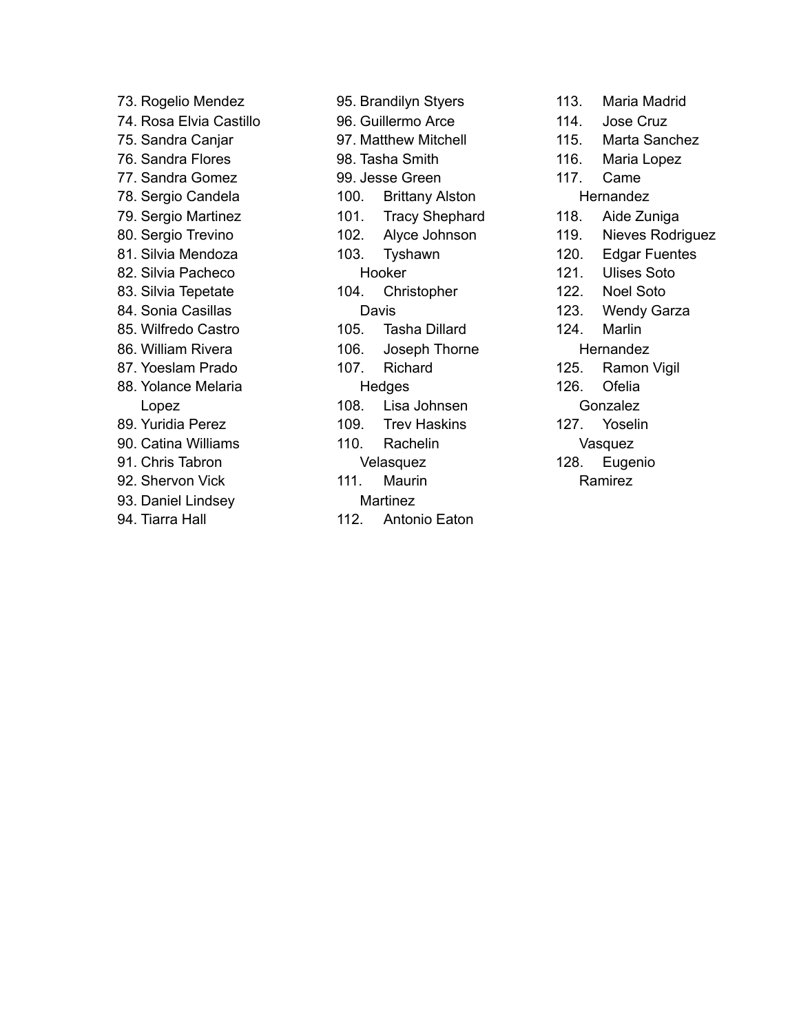73. Rogelio Mendez
74. Rosa Elvia Castillo
75. Sandra Canjar
76. Sandra Flores
77. Sandra Gomez
78. Sergio Candela
79. Sergio Martinez
80. Sergio Trevino
81. Silvia Mendoza
82. Silvia Pacheco
83. Silvia Tepetate
84. Sonia Casillas
85. Wilfredo Castro
86. William Rivera
87. Yoeslam Prado
88. Yolance Melaria Lopez
89. Yuridia Perez
90. Catina Williams
91. Chris Tabron
92. Shervon Vick
93. Daniel Lindsey
94. Tiarra Hall
95. Brandilyn Styers
96. Guillermo Arce
97. Matthew Mitchell
98. Tasha Smith
99. Jesse Green
100. Brittany Alston
101. Tracy Shephard
102. Alyce Johnson
103. Tyshawn Hooker
104. Christopher Davis
105. Tasha Dillard
106. Joseph Thorne
107. Richard Hedges
108. Lisa Johnsen
109. Trev Haskins
110. Rachelin Velasquez
111. Maurin Martinez
112. Antonio Eaton
113. Maria Madrid
114. Jose Cruz
115. Marta Sanchez
116. Maria Lopez
117. Came Hernandez
118. Aide Zuniga
119. Nieves Rodriguez
120. Edgar Fuentes
121. Ulises Soto
122. Noel Soto
123. Wendy Garza
124. Marlin Hernandez
125. Ramon Vigil
126. Ofelia Gonzalez
127. Yoselin Vasquez
128. Eugenio Ramirez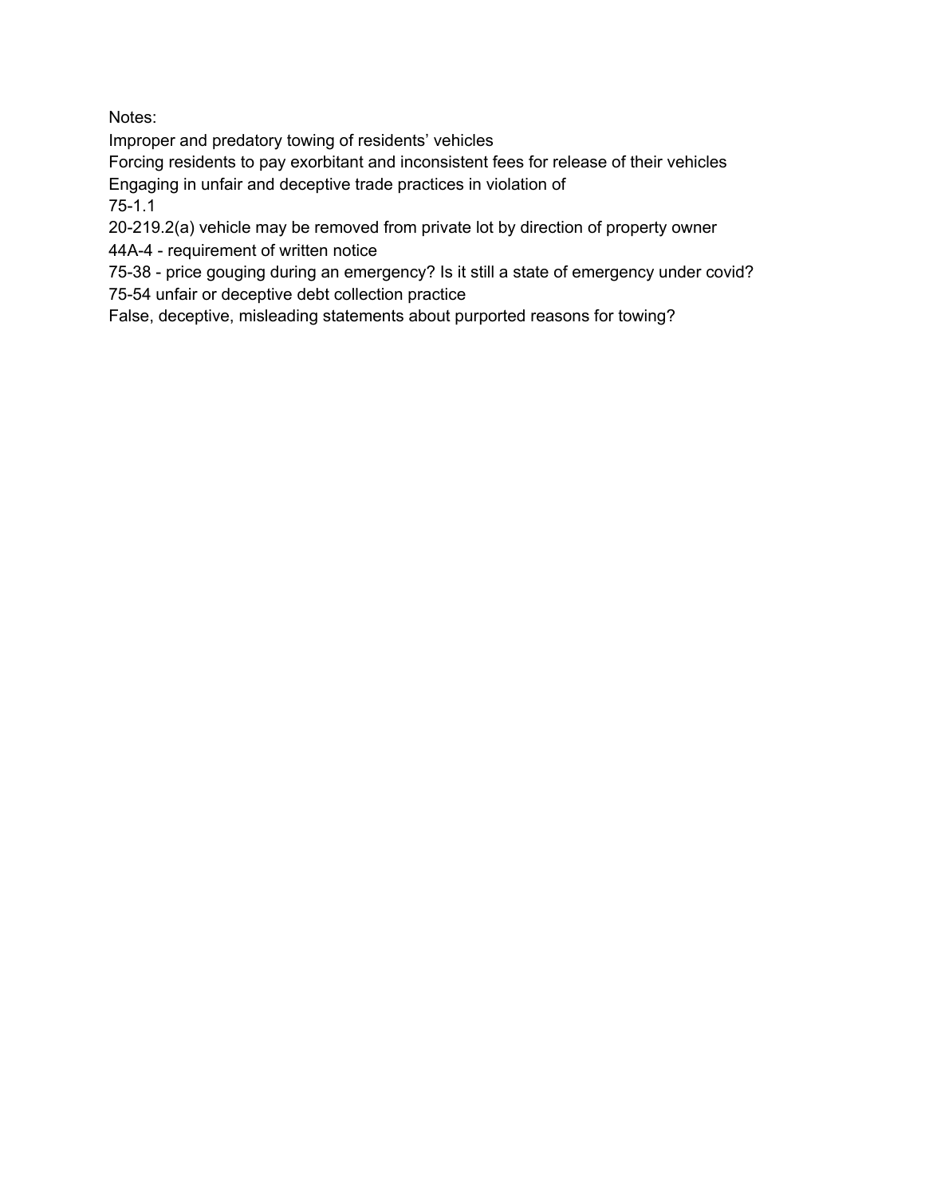Notes:

Improper and predatory towing of residents' vehicles

Forcing residents to pay exorbitant and inconsistent fees for release of their vehicles

Engaging in unfair and deceptive trade practices in violation of

75-1.1

20-219.2(a) vehicle may be removed from private lot by direction of property owner

44A-4 - requirement of written notice

75-38 - price gouging during an emergency? Is it still a state of emergency under covid?

75-54 unfair or deceptive debt collection practice

False, deceptive, misleading statements about purported reasons for towing?